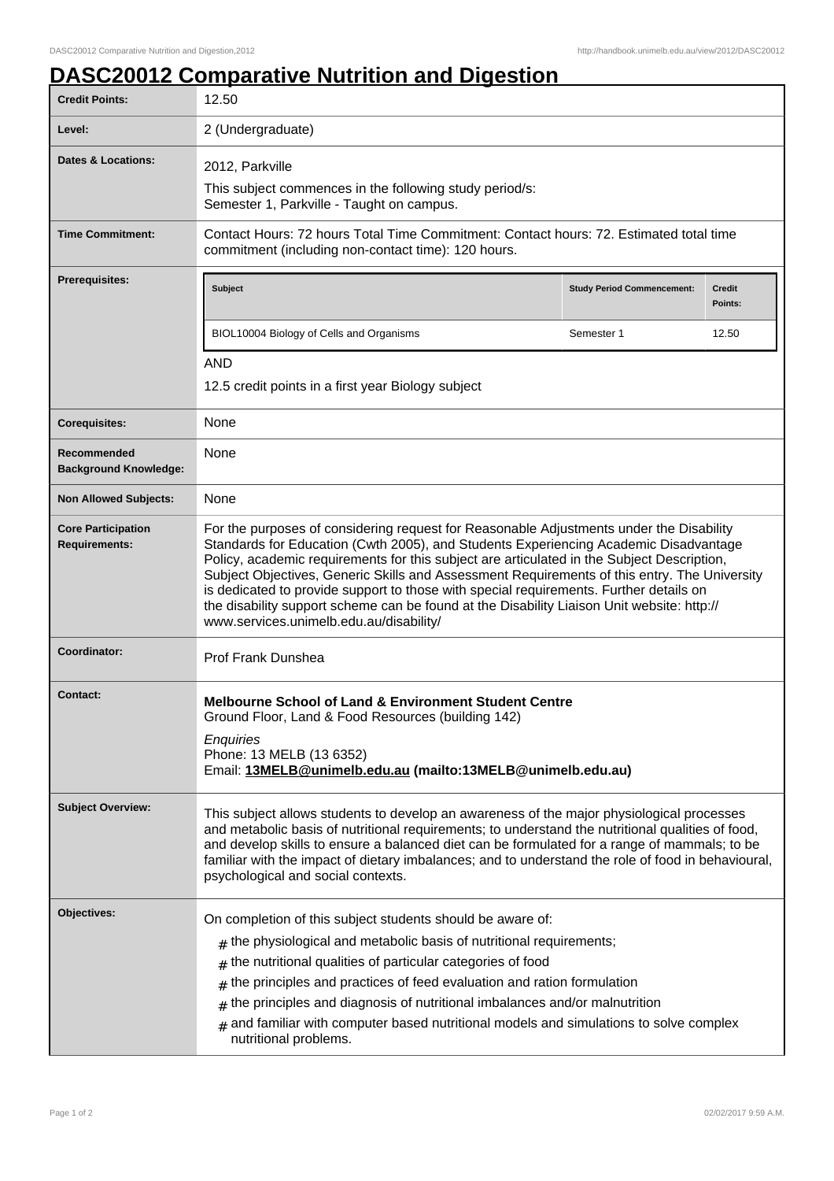# DASC20012 Comparative Nutrition and Digestion

| | |
|---|---|
| **Credit Points:** | 12.50 |
| **Level:** | 2 (Undergraduate) |
| **Dates & Locations:** | 2012, Parkville<br>This subject commences in the following study period/s:<br>Semester 1, Parkville - Taught on campus. |
| **Time Commitment:** | Contact Hours: 72 hours Total Time Commitment: Contact hours: 72. Estimated total time commitment (including non-contact time): 120 hours. |
| **Prerequisites:** | **Subject:** BIOL10004 Biology of Cells and Organisms — **Study Period Commencement:** Semester 1 — **Credit Points:** 12.50<br>AND<br>12.5 credit points in a first year Biology subject |
| **Corequisites:** | None |
| **Recommended Background Knowledge:** | None |
| **Non Allowed Subjects:** | None |
| **Core Participation Requirements:** | For the purposes of considering request for Reasonable Adjustments under the Disability Standards for Education (Cwth 2005), and Students Experiencing Academic Disadvantage Policy, academic requirements for this subject are articulated in the Subject Description, Subject Objectives, Generic Skills and Assessment Requirements of this entry. The University is dedicated to provide support to those with special requirements. Further details on the disability support scheme can be found at the Disability Liaison Unit website: http://www.services.unimelb.edu.au/disability/ |
| **Coordinator:** | Prof Frank Dunshea |
| **Contact:** | **Melbourne School of Land & Environment Student Centre**<br>Ground Floor, Land & Food Resources (building 142)<br>*Enquiries*<br>Phone: 13 MELB (13 6352)<br>Email: **13MELB@unimelb.edu.au (mailto:13MELB@unimelb.edu.au)** |
| **Subject Overview:** | This subject allows students to develop an awareness of the major physiological processes and metabolic basis of nutritional requirements; to understand the nutritional qualities of food, and develop skills to ensure a balanced diet can be formulated for a range of mammals; to be familiar with the impact of dietary imbalances; and to understand the role of food in behavioural, psychological and social contexts. |
| **Objectives:** | On completion of this subject students should be aware of:<br># the physiological and metabolic basis of nutritional requirements;<br># the nutritional qualities of particular categories of food<br># the principles and practices of feed evaluation and ration formulation<br># the principles and diagnosis of nutritional imbalances and/or malnutrition<br># and familiar with computer based nutritional models and simulations to solve complex nutritional problems. |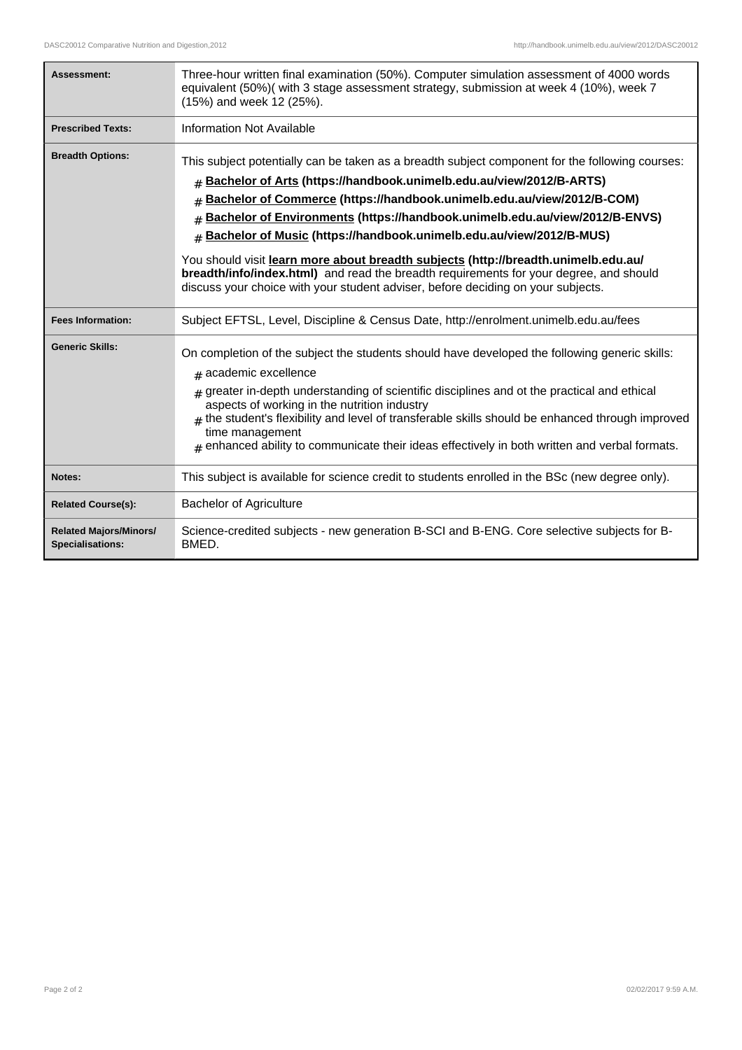| | |
|---|---|
| **Assessment:** | Three-hour written final examination (50%). Computer simulation assessment of 4000 words equivalent (50%)( with 3 stage assessment strategy, submission at week 4 (10%), week 7 (15%) and week 12 (25%). |
| **Prescribed Texts:** | Information Not Available |
| **Breadth Options:** | This subject potentially can be taken as a breadth subject component for the following courses:<br># **Bachelor of Arts (https://handbook.unimelb.edu.au/view/2012/B-ARTS)**<br># **Bachelor of Commerce (https://handbook.unimelb.edu.au/view/2012/B-COM)**<br># **Bachelor of Environments (https://handbook.unimelb.edu.au/view/2012/B-ENVS)**<br># **Bachelor of Music (https://handbook.unimelb.edu.au/view/2012/B-MUS)**<br>You should visit **learn more about breadth subjects (http://breadth.unimelb.edu.au/breadth/info/index.html)** and read the breadth requirements for your degree, and should discuss your choice with your student adviser, before deciding on your subjects. |
| **Fees Information:** | Subject EFTSL, Level, Discipline & Census Date, http://enrolment.unimelb.edu.au/fees |
| **Generic Skills:** | On completion of the subject the students should have developed the following generic skills:<br># academic excellence<br># greater in-depth understanding of scientific disciplines and ot the practical and ethical aspects of working in the nutrition industry<br># the student's flexibility and level of transferable skills should be enhanced through improved time management<br># enhanced ability to communicate their ideas effectively in both written and verbal formats. |
| **Notes:** | This subject is available for science credit to students enrolled in the BSc (new degree only). |
| **Related Course(s):** | Bachelor of Agriculture |
| **Related Majors/Minors/ Specialisations:** | Science-credited subjects - new generation B-SCI and B-ENG. Core selective subjects for B-BMED. |